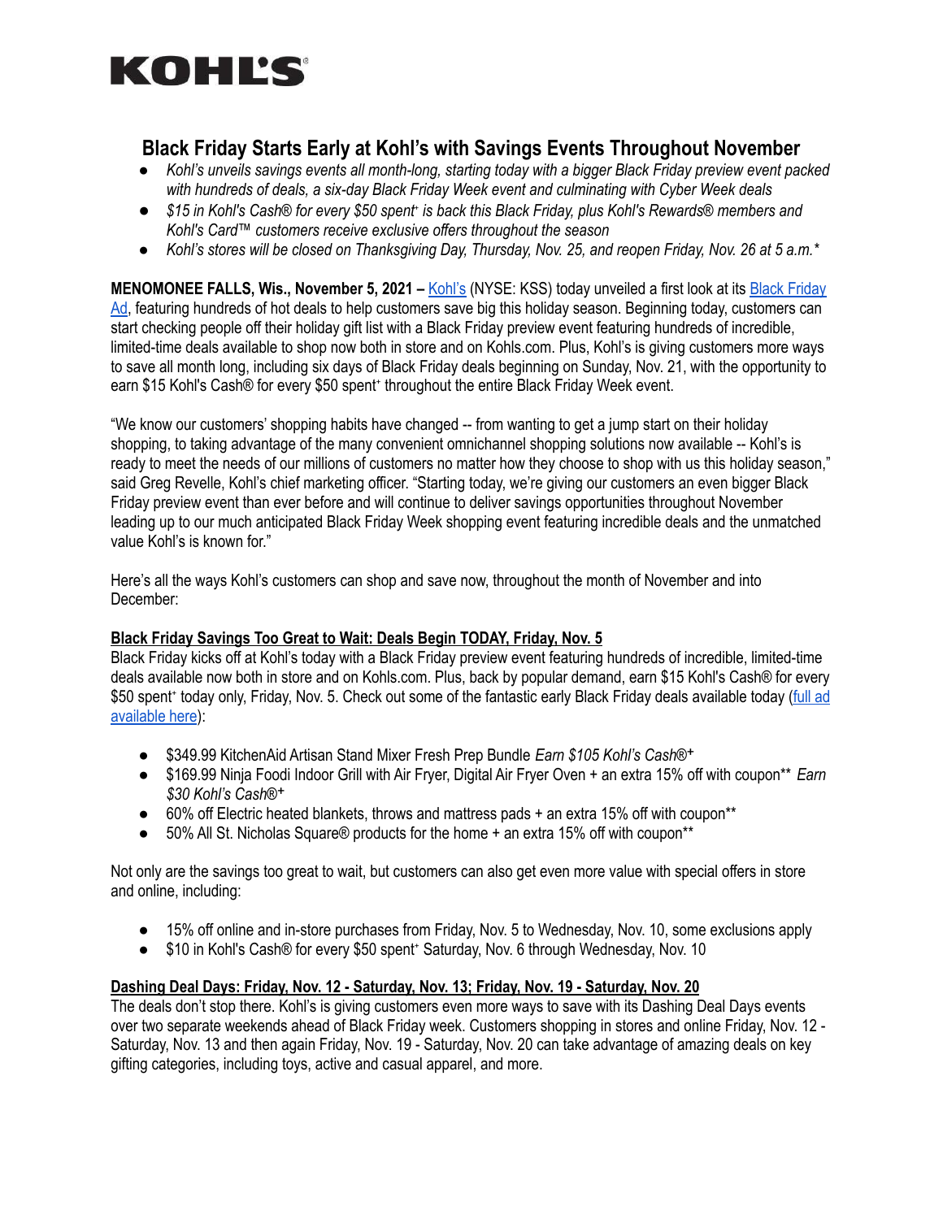# KOHL'S

## Black Friday Starts Early at Kohl's with Savings Events Throughout November

- *Kohl's unveils savings events all month-long, starting today with a bigger Black Friday preview event packed with hundreds of deals, a six-day Black Friday Week event and culminating with Cyber Week deals*
- *$15 in Kohl's Cash® for every $50 spent+ is back this Black Friday, plus Kohl's Rewards® members and Kohl's Card™ customers receive exclusive offers throughout the season*
- *Kohl's stores will be closed on Thanksgiving Day, Thursday, Nov. 25, and reopen Friday, Nov. 26 at 5 a.m.\**

**MENOMONEE FALLS, Wis., November 5, 2021 –** Kohl's (NYSE: KSS) today unveiled a first look at its Black Friday Ad, featuring hundreds of hot deals to help customers save big this holiday season. Beginning today, customers can start checking people off their holiday gift list with a Black Friday preview event featuring hundreds of incredible, limited-time deals available to shop now both in store and on Kohls.com. Plus, Kohl's is giving customers more ways to save all month long, including six days of Black Friday deals beginning on Sunday, Nov. 21, with the opportunity to earn $15 Kohl's Cash® for every $50 spent+ throughout the entire Black Friday Week event.

"We know our customers' shopping habits have changed -- from wanting to get a jump start on their holiday shopping, to taking advantage of the many convenient omnichannel shopping solutions now available -- Kohl's is ready to meet the needs of our millions of customers no matter how they choose to shop with us this holiday season," said Greg Revelle, Kohl's chief marketing officer. "Starting today, we're giving our customers an even bigger Black Friday preview event than ever before and will continue to deliver savings opportunities throughout November leading up to our much anticipated Black Friday Week shopping event featuring incredible deals and the unmatched value Kohl's is known for."

Here's all the ways Kohl's customers can shop and save now, throughout the month of November and into December:

### Black Friday Savings Too Great to Wait: Deals Begin TODAY, Friday, Nov. 5

Black Friday kicks off at Kohl's today with a Black Friday preview event featuring hundreds of incredible, limited-time deals available now both in store and on Kohls.com. Plus, back by popular demand, earn $15 Kohl's Cash® for every $50 spent+ today only, Friday, Nov. 5. Check out some of the fantastic early Black Friday deals available today (full ad available here):

- $349.99 KitchenAid Artisan Stand Mixer Fresh Prep Bundle *Earn $105 Kohl's Cash®+*
- $169.99 Ninja Foodi Indoor Grill with Air Fryer, Digital Air Fryer Oven + an extra 15% off with coupon\*\* *Earn $30 Kohl's Cash®+*
- 60% off Electric heated blankets, throws and mattress pads + an extra 15% off with coupon\*\*
- 50% All St. Nicholas Square® products for the home + an extra 15% off with coupon\*\*

Not only are the savings too great to wait, but customers can also get even more value with special offers in store and online, including:

- 15% off online and in-store purchases from Friday, Nov. 5 to Wednesday, Nov. 10, some exclusions apply
- $10 in Kohl's Cash® for every $50 spent+ Saturday, Nov. 6 through Wednesday, Nov. 10

### Dashing Deal Days: Friday, Nov. 12 - Saturday, Nov. 13; Friday, Nov. 19 - Saturday, Nov. 20

The deals don't stop there. Kohl's is giving customers even more ways to save with its Dashing Deal Days events over two separate weekends ahead of Black Friday week. Customers shopping in stores and online Friday, Nov. 12 - Saturday, Nov. 13 and then again Friday, Nov. 19 - Saturday, Nov. 20 can take advantage of amazing deals on key gifting categories, including toys, active and casual apparel, and more.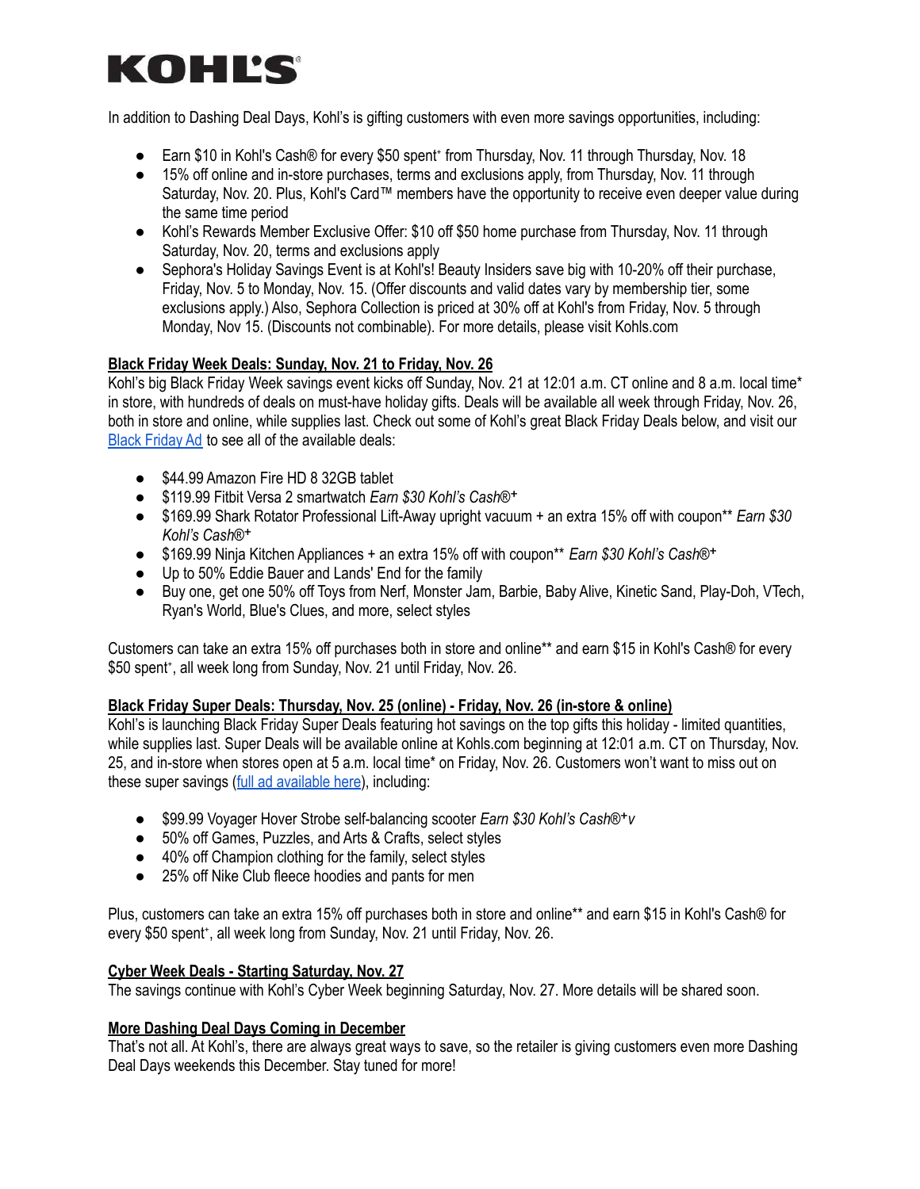# KOHL'S

In addition to Dashing Deal Days, Kohl's is gifting customers with even more savings opportunities, including:

- Earn $10 in Kohl's Cash® for every $50 spent⁺ from Thursday, Nov. 11 through Thursday, Nov. 18
- 15% off online and in-store purchases, terms and exclusions apply, from Thursday, Nov. 11 through Saturday, Nov. 20. Plus, Kohl's Card™ members have the opportunity to receive even deeper value during the same time period
- Kohl's Rewards Member Exclusive Offer: $10 off $50 home purchase from Thursday, Nov. 11 through Saturday, Nov. 20, terms and exclusions apply
- Sephora's Holiday Savings Event is at Kohl's! Beauty Insiders save big with 10-20% off their purchase, Friday, Nov. 5 to Monday, Nov. 15. (Offer discounts and valid dates vary by membership tier, some exclusions apply.) Also, Sephora Collection is priced at 30% off at Kohl's from Friday, Nov. 5 through Monday, Nov 15. (Discounts not combinable). For more details, please visit Kohls.com

**Black Friday Week Deals: Sunday, Nov. 21 to Friday, Nov. 26**

Kohl's big Black Friday Week savings event kicks off Sunday, Nov. 21 at 12:01 a.m. CT online and 8 a.m. local time* in store, with hundreds of deals on must-have holiday gifts. Deals will be available all week through Friday, Nov. 26, both in store and online, while supplies last. Check out some of Kohl's great Black Friday Deals below, and visit our Black Friday Ad to see all of the available deals:

- $44.99 Amazon Fire HD 8 32GB tablet
- $119.99 Fitbit Versa 2 smartwatch *Earn $30 Kohl's Cash®⁺*
- $169.99 Shark Rotator Professional Lift-Away upright vacuum + an extra 15% off with coupon** *Earn $30 Kohl's Cash®⁺*
- $169.99 Ninja Kitchen Appliances + an extra 15% off with coupon** *Earn $30 Kohl's Cash®⁺*
- Up to 50% Eddie Bauer and Lands' End for the family
- Buy one, get one 50% off Toys from Nerf, Monster Jam, Barbie, Baby Alive, Kinetic Sand, Play-Doh, VTech, Ryan's World, Blue's Clues, and more, select styles

Customers can take an extra 15% off purchases both in store and online** and earn $15 in Kohl's Cash® for every $50 spent⁺, all week long from Sunday, Nov. 21 until Friday, Nov. 26.

**Black Friday Super Deals: Thursday, Nov. 25 (online) - Friday, Nov. 26 (in-store & online)**

Kohl's is launching Black Friday Super Deals featuring hot savings on the top gifts this holiday - limited quantities, while supplies last. Super Deals will be available online at Kohls.com beginning at 12:01 a.m. CT on Thursday, Nov. 25, and in-store when stores open at 5 a.m. local time* on Friday, Nov. 26. Customers won't want to miss out on these super savings (full ad available here), including:

- $99.99 Voyager Hover Strobe self-balancing scooter *Earn $30 Kohl's Cash®⁺v*
- 50% off Games, Puzzles, and Arts & Crafts, select styles
- 40% off Champion clothing for the family, select styles
- 25% off Nike Club fleece hoodies and pants for men

Plus, customers can take an extra 15% off purchases both in store and online** and earn $15 in Kohl's Cash® for every $50 spent⁺, all week long from Sunday, Nov. 21 until Friday, Nov. 26.

**Cyber Week Deals - Starting Saturday, Nov. 27**

The savings continue with Kohl's Cyber Week beginning Saturday, Nov. 27. More details will be shared soon.

**More Dashing Deal Days Coming in December**

That's not all. At Kohl's, there are always great ways to save, so the retailer is giving customers even more Dashing Deal Days weekends this December. Stay tuned for more!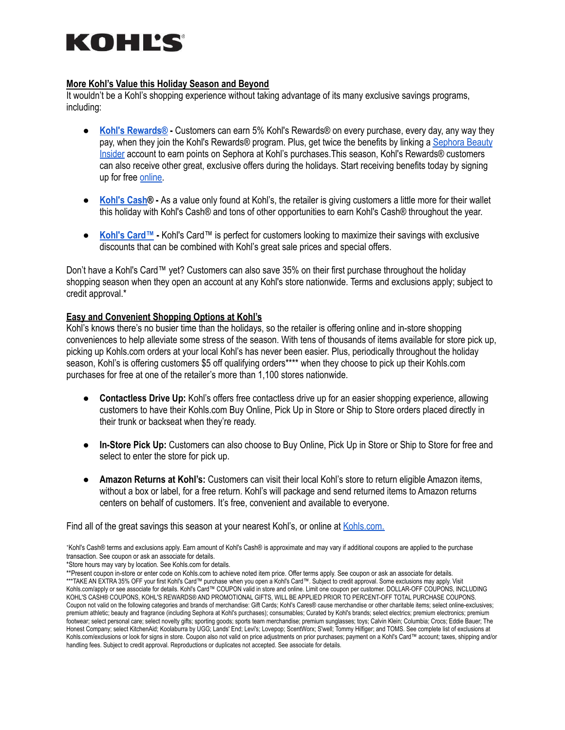KOHL'S

## More Kohl's Value this Holiday Season and Beyond

It wouldn't be a Kohl's shopping experience without taking advantage of its many exclusive savings programs, including:

- **Kohl's Rewards® -** Customers can earn 5% Kohl's Rewards® on every purchase, every day, any way they pay, when they join the Kohl's Rewards® program. Plus, get twice the benefits by linking a Sephora Beauty Insider account to earn points on Sephora at Kohl's purchases.This season, Kohl's Rewards® customers can also receive other great, exclusive offers during the holidays. Start receiving benefits today by signing up for free online.

- **Kohl's Cash® -** As a value only found at Kohl's, the retailer is giving customers a little more for their wallet this holiday with Kohl's Cash® and tons of other opportunities to earn Kohl's Cash® throughout the year.

- **Kohl's Card™ -** Kohl's Card™ is perfect for customers looking to maximize their savings with exclusive discounts that can be combined with Kohl's great sale prices and special offers.

Don't have a Kohl's Card™ yet? Customers can also save 35% on their first purchase throughout the holiday shopping season when they open an account at any Kohl's store nationwide. Terms and exclusions apply; subject to credit approval.*

## Easy and Convenient Shopping Options at Kohl's

Kohl's knows there's no busier time than the holidays, so the retailer is offering online and in-store shopping conveniences to help alleviate some stress of the season. With tens of thousands of items available for store pick up, picking up Kohls.com orders at your local Kohl's has never been easier. Plus, periodically throughout the holiday season, Kohl's is offering customers $5 off qualifying orders**** when they choose to pick up their Kohls.com purchases for free at one of the retailer's more than 1,100 stores nationwide.

- **Contactless Drive Up:** Kohl's offers free contactless drive up for an easier shopping experience, allowing customers to have their Kohls.com Buy Online, Pick Up in Store or Ship to Store orders placed directly in their trunk or backseat when they're ready.

- **In-Store Pick Up:** Customers can also choose to Buy Online, Pick Up in Store or Ship to Store for free and select to enter the store for pick up.

- **Amazon Returns at Kohl's:** Customers can visit their local Kohl's store to return eligible Amazon items, without a box or label, for a free return. Kohl's will package and send returned items to Amazon returns centers on behalf of customers. It's free, convenient and available to everyone.

Find all of the great savings this season at your nearest Kohl's, or online at Kohls.com.

+Kohl's Cash® terms and exclusions apply. Earn amount of Kohl's Cash® is approximate and may vary if additional coupons are applied to the purchase transaction. See coupon or ask an associate for details.

*Store hours may vary by location. See Kohls.com for details.

**Present coupon in-store or enter code on Kohls.com to achieve noted item price. Offer terms apply. See coupon or ask an associate for details.

***TAKE AN EXTRA 35% OFF your first Kohl's Card™ purchase when you open a Kohl's Card™. Subject to credit approval. Some exclusions may apply. Visit Kohls.com/apply or see associate for details. Kohl's Card™ COUPON valid in store and online. Limit one coupon per customer. DOLLAR-OFF COUPONS, INCLUDING KOHL'S CASH® COUPONS, KOHL'S REWARDS® AND PROMOTIONAL GIFTS, WILL BE APPLIED PRIOR TO PERCENT-OFF TOTAL PURCHASE COUPONS. Coupon not valid on the following categories and brands of merchandise: Gift Cards; Kohl's Cares® cause merchandise or other charitable items; select online-exclusives; premium athletic; beauty and fragrance (including Sephora at Kohl's purchases); consumables; Curated by Kohl's brands; select electrics; premium electronics; premium footwear; select personal care; select novelty gifts; sporting goods; sports team merchandise; premium sunglasses; toys; Calvin Klein; Columbia; Crocs; Eddie Bauer; The Honest Company; select KitchenAid; Koolaburra by UGG; Lands' End; Levi's; Lovepop; ScentWorx; S'well; Tommy Hilfiger; and TOMS. See complete list of exclusions at Kohls.com/exclusions or look for signs in store. Coupon also not valid on price adjustments on prior purchases; payment on a Kohl's Card™ account; taxes, shipping and/or handling fees. Subject to credit approval. Reproductions or duplicates not accepted. See associate for details.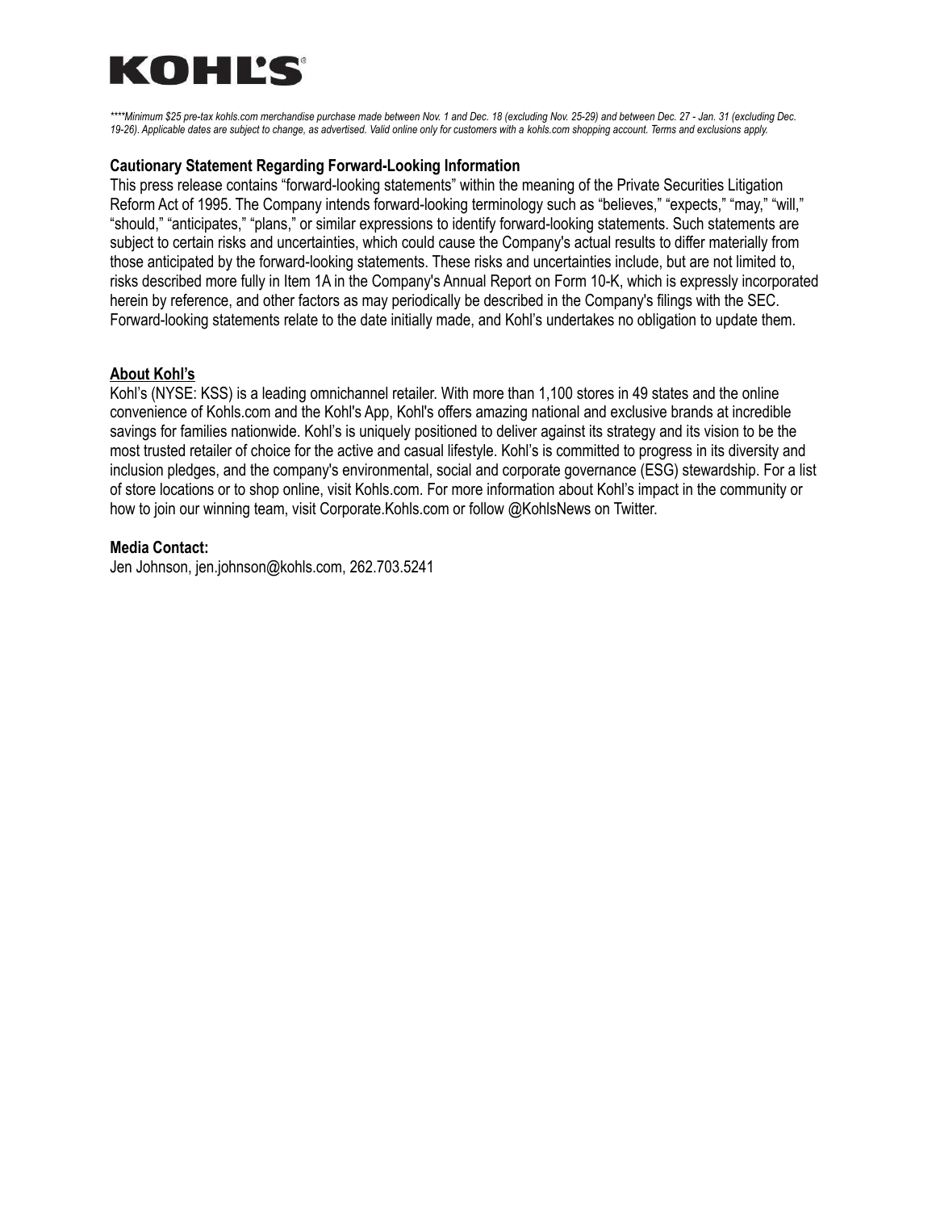# KOHL'S

*\*\*\*\*Minimum $25 pre-tax kohls.com merchandise purchase made between Nov. 1 and Dec. 18 (excluding Nov. 25-29) and between Dec. 27 - Jan. 31 (excluding Dec. 19-26). Applicable dates are subject to change, as advertised. Valid online only for customers with a kohls.com shopping account. Terms and exclusions apply.*

**Cautionary Statement Regarding Forward-Looking Information**

This press release contains "forward-looking statements" within the meaning of the Private Securities Litigation Reform Act of 1995. The Company intends forward-looking terminology such as "believes," "expects," "may," "will," "should," "anticipates," "plans," or similar expressions to identify forward-looking statements. Such statements are subject to certain risks and uncertainties, which could cause the Company's actual results to differ materially from those anticipated by the forward-looking statements. These risks and uncertainties include, but are not limited to, risks described more fully in Item 1A in the Company's Annual Report on Form 10-K, which is expressly incorporated herein by reference, and other factors as may periodically be described in the Company's filings with the SEC. Forward-looking statements relate to the date initially made, and Kohl's undertakes no obligation to update them.

**About Kohl's**

Kohl's (NYSE: KSS) is a leading omnichannel retailer. With more than 1,100 stores in 49 states and the online convenience of Kohls.com and the Kohl's App, Kohl's offers amazing national and exclusive brands at incredible savings for families nationwide. Kohl's is uniquely positioned to deliver against its strategy and its vision to be the most trusted retailer of choice for the active and casual lifestyle. Kohl's is committed to progress in its diversity and inclusion pledges, and the company's environmental, social and corporate governance (ESG) stewardship. For a list of store locations or to shop online, visit Kohls.com. For more information about Kohl's impact in the community or how to join our winning team, visit Corporate.Kohls.com or follow @KohlsNews on Twitter.

**Media Contact:**

Jen Johnson, jen.johnson@kohls.com, 262.703.5241